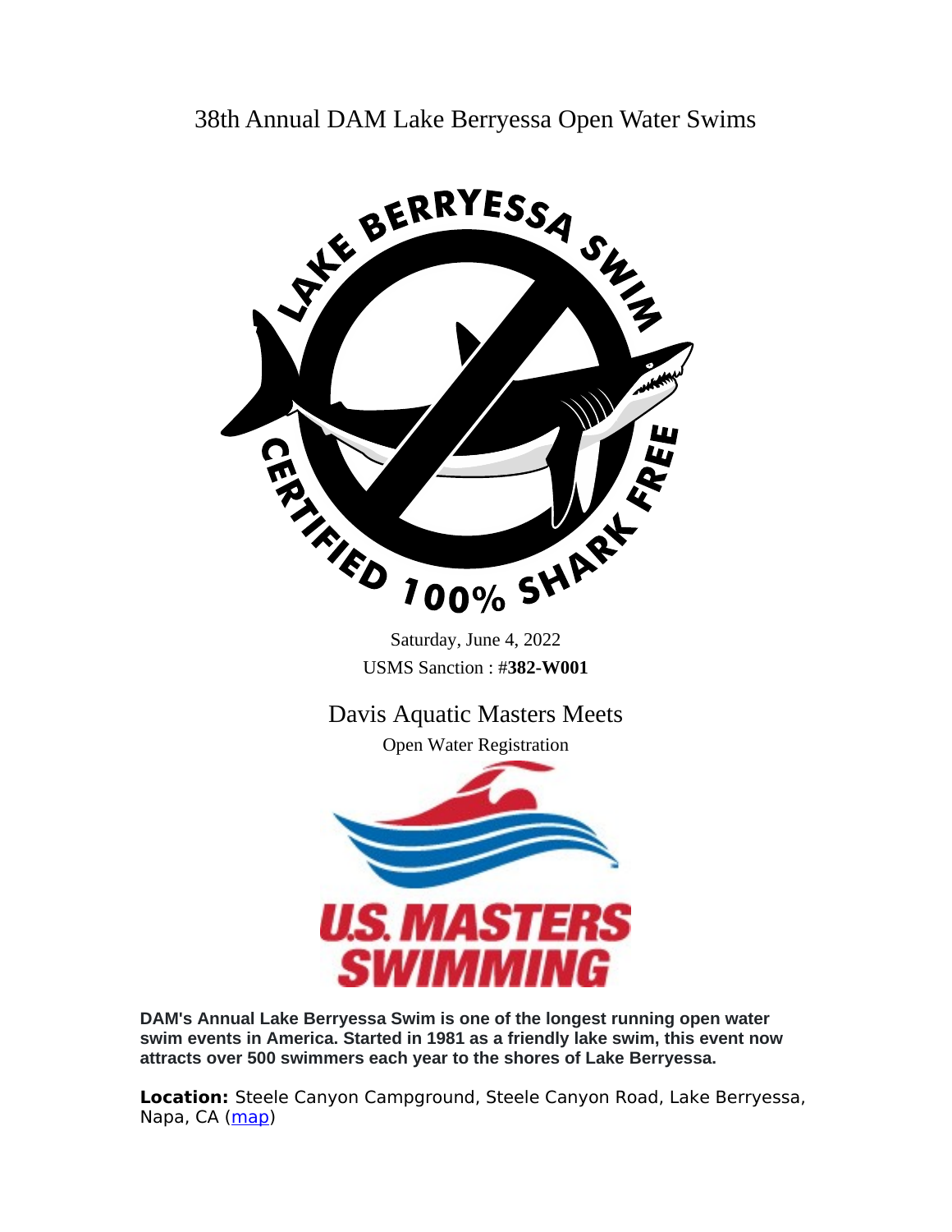# 38th Annual DAM Lake Berryessa Open Water Swims

Saturday, June 4, 2022

USMS Sanction : #**382-W001**

## Davis Aquatic Masters Meets

Open Water Registration

**DAM's Annual Lake Berryessa Swim is one of the longest running open water swim events in America. Started in 1981 as a friendly lake swim, this event now attracts over 500 swimmers each year to the shores of Lake Berryessa.**

**Location:** Steele Canyon Campground, Steele Canyon Road, Lake Berryessa, Napa, CA (map)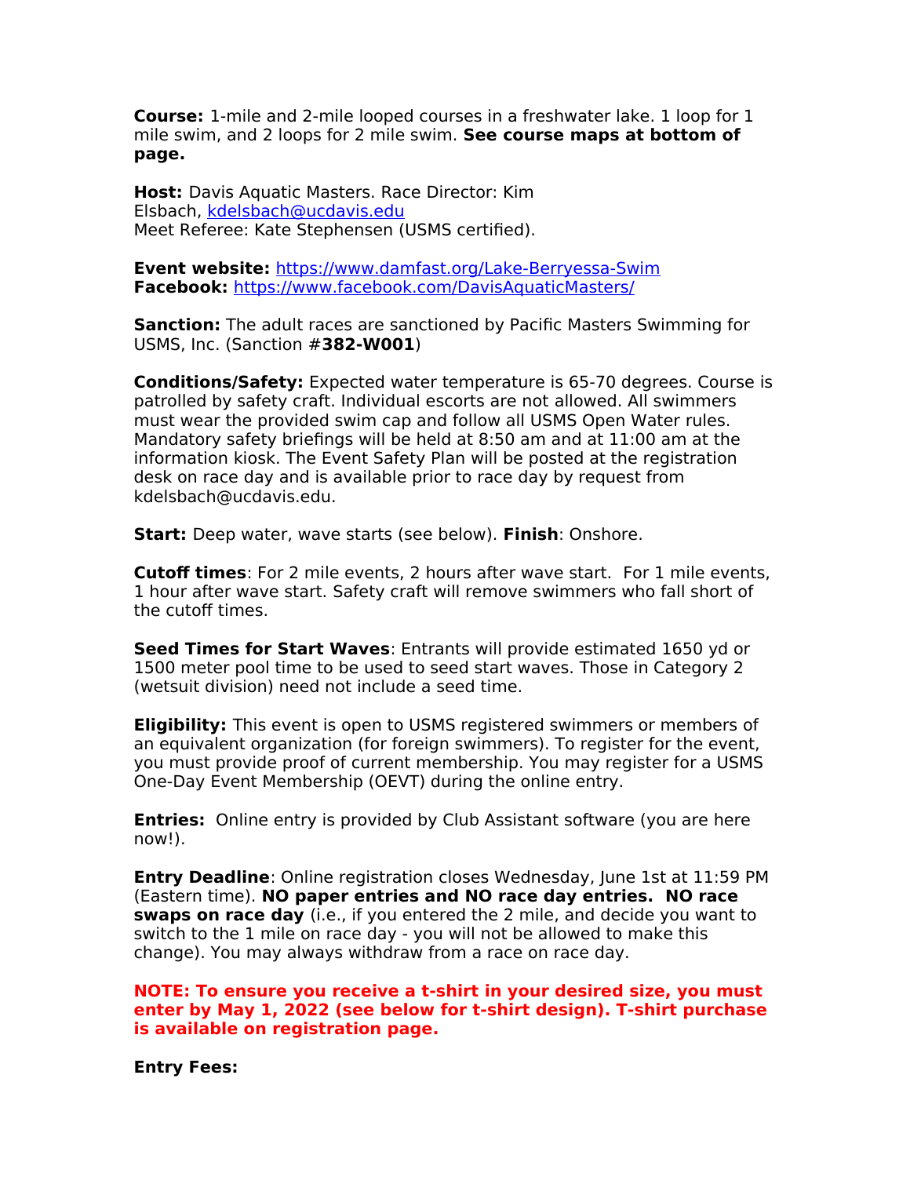**Course:** 1-mile and 2-mile looped courses in a freshwater lake. 1 loop for 1 mile swim, and 2 loops for 2 mile swim. **See course maps at bottom of page.**

**Host:** Davis Aquatic Masters. Race Director: Kim Elsbach, [kdelsbach@ucdavis.edu](mailto:kdelsbach@ucdavis.edu)
Meet Referee: Kate Stephensen (USMS certified).

**Event website:** [https://www.damfast.org/Lake-Berryessa-Swim](https://www.damfast.org/Lake-Berryessa-Swim)
**Facebook:** [https://www.facebook.com/DavisAquaticMasters/](https://www.facebook.com/DavisAquaticMasters/)

**Sanction:** The adult races are sanctioned by Pacific Masters Swimming for USMS, Inc. (Sanction #**382-W001**)

**Conditions/Safety:** Expected water temperature is 65-70 degrees. Course is patrolled by safety craft. Individual escorts are not allowed. All swimmers must wear the provided swim cap and follow all USMS Open Water rules. Mandatory safety briefings will be held at 8:50 am and at 11:00 am at the information kiosk. The Event Safety Plan will be posted at the registration desk on race day and is available prior to race day by request from kdelsbach@ucdavis.edu.

**Start:** Deep water, wave starts (see below). **Finish**: Onshore.

**Cutoff times**: For 2 mile events, 2 hours after wave start. For 1 mile events, 1 hour after wave start. Safety craft will remove swimmers who fall short of the cutoff times.

**Seed Times for Start Waves**: Entrants will provide estimated 1650 yd or 1500 meter pool time to be used to seed start waves. Those in Category 2 (wetsuit division) need not include a seed time.

**Eligibility:** This event is open to USMS registered swimmers or members of an equivalent organization (for foreign swimmers). To register for the event, you must provide proof of current membership. You may register for a USMS One-Day Event Membership (OEVT) during the online entry.

**Entries:** Online entry is provided by Club Assistant software (you are here now!).

**Entry Deadline**: Online registration closes Wednesday, June 1st at 11:59 PM (Eastern time). **NO paper entries and NO race day entries. NO race swaps on race day** (i.e., if you entered the 2 mile, and decide you want to switch to the 1 mile on race day - you will not be allowed to make this change). You may always withdraw from a race on race day.

**NOTE: To ensure you receive a t-shirt in your desired size, you must enter by May 1, 2022 (see below for t-shirt design). T-shirt purchase is available on registration page.**

**Entry Fees:**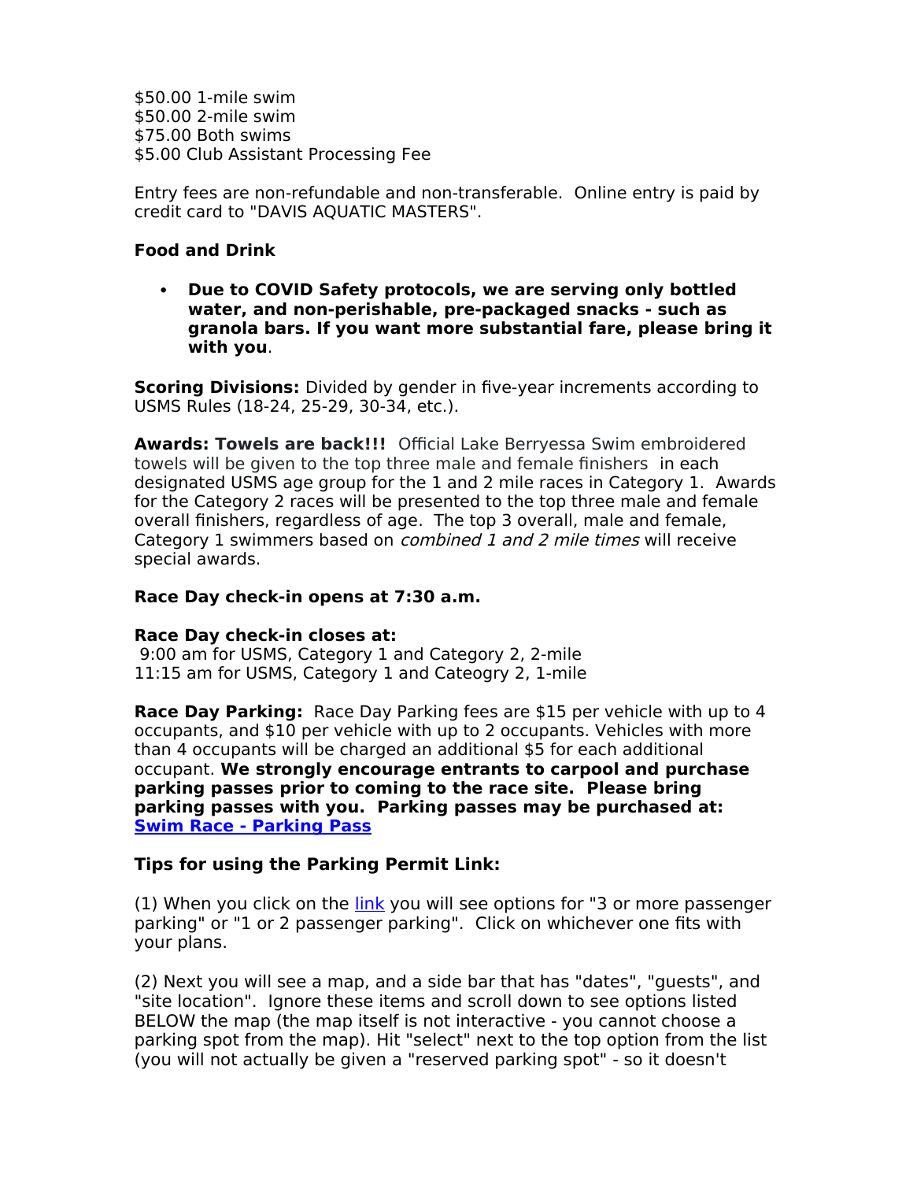$50.00 1-mile swim
$50.00 2-mile swim
$75.00 Both swims
$5.00 Club Assistant Processing Fee

Entry fees are non-refundable and non-transferable. Online entry is paid by credit card to "DAVIS AQUATIC MASTERS".

**Food and Drink**

- **Due to COVID Safety protocols, we are serving only bottled water, and non-perishable, pre-packaged snacks - such as granola bars. If you want more substantial fare, please bring it with you**.

**Scoring Divisions:** Divided by gender in five-year increments according to USMS Rules (18-24, 25-29, 30-34, etc.).

**Awards: Towels are back!!!** Official Lake Berryessa Swim embroidered towels will be given to the top three male and female finishers in each designated USMS age group for the 1 and 2 mile races in Category 1. Awards for the Category 2 races will be presented to the top three male and female overall finishers, regardless of age. The top 3 overall, male and female, Category 1 swimmers based on *combined 1 and 2 mile times* will receive special awards.

**Race Day check-in opens at 7:30 a.m.**

**Race Day check-in closes at:**
9:00 am for USMS, Category 1 and Category 2, 2-mile
11:15 am for USMS, Category 1 and Cateogry 2, 1-mile

**Race Day Parking:** Race Day Parking fees are $15 per vehicle with up to 4 occupants, and $10 per vehicle with up to 2 occupants. Vehicles with more than 4 occupants will be charged an additional $5 for each additional occupant. **We strongly encourage entrants to carpool and purchase parking passes prior to coming to the race site. Please bring parking passes with you. Parking passes may be purchased at: Swim Race - Parking Pass**

**Tips for using the Parking Permit Link:**

(1) When you click on the link you will see options for "3 or more passenger parking" or "1 or 2 passenger parking". Click on whichever one fits with your plans.

(2) Next you will see a map, and a side bar that has "dates", "guests", and "site location". Ignore these items and scroll down to see options listed BELOW the map (the map itself is not interactive - you cannot choose a parking spot from the map). Hit "select" next to the top option from the list (you will not actually be given a "reserved parking spot" - so it doesn't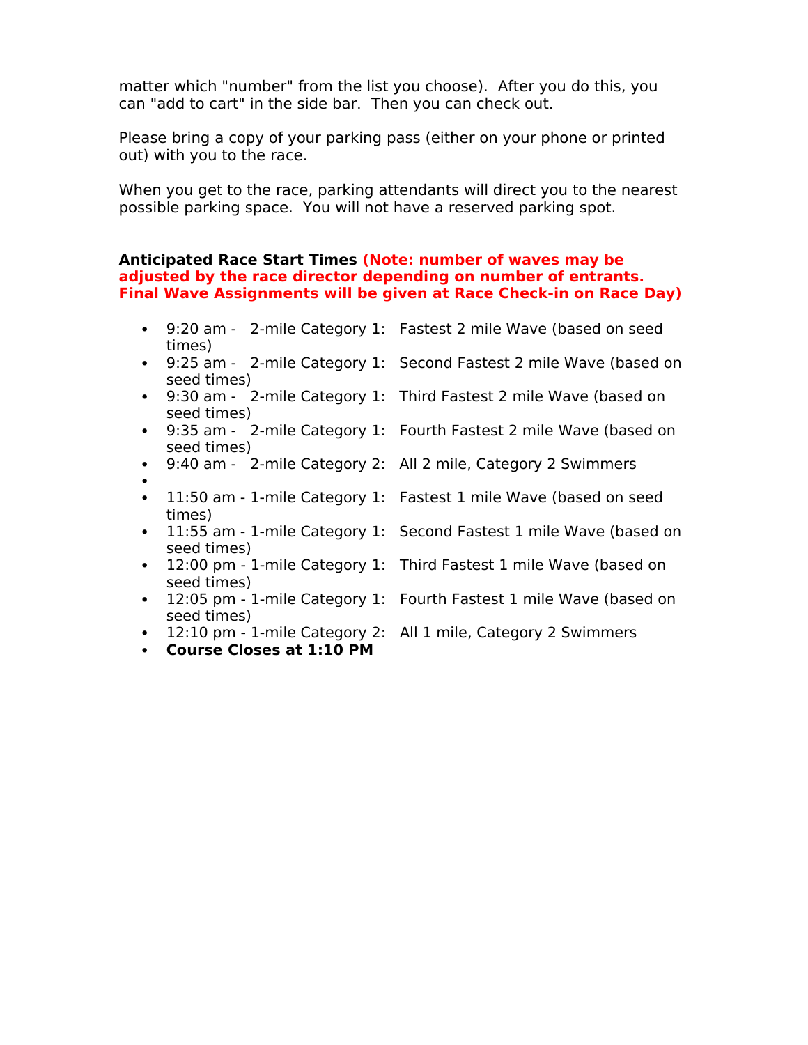matter which "number" from the list you choose). After you do this, you can "add to cart" in the side bar. Then you can check out.

Please bring a copy of your parking pass (either on your phone or printed out) with you to the race.

When you get to the race, parking attendants will direct you to the nearest possible parking space. You will not have a reserved parking spot.

**Anticipated Race Start Times** **(Note: number of waves may be adjusted by the race director depending on number of entrants. Final Wave Assignments will be given at Race Check-in on Race Day)**

- 9:20 am - 2-mile Category 1: Fastest 2 mile Wave (based on seed times)
- 9:25 am - 2-mile Category 1: Second Fastest 2 mile Wave (based on seed times)
- 9:30 am - 2-mile Category 1: Third Fastest 2 mile Wave (based on seed times)
- 9:35 am - 2-mile Category 1: Fourth Fastest 2 mile Wave (based on seed times)
- 9:40 am - 2-mile Category 2: All 2 mile, Category 2 Swimmers
- 
- 11:50 am - 1-mile Category 1: Fastest 1 mile Wave (based on seed times)
- 11:55 am - 1-mile Category 1: Second Fastest 1 mile Wave (based on seed times)
- 12:00 pm - 1-mile Category 1: Third Fastest 1 mile Wave (based on seed times)
- 12:05 pm - 1-mile Category 1: Fourth Fastest 1 mile Wave (based on seed times)
- 12:10 pm - 1-mile Category 2: All 1 mile, Category 2 Swimmers
- **Course Closes at 1:10 PM**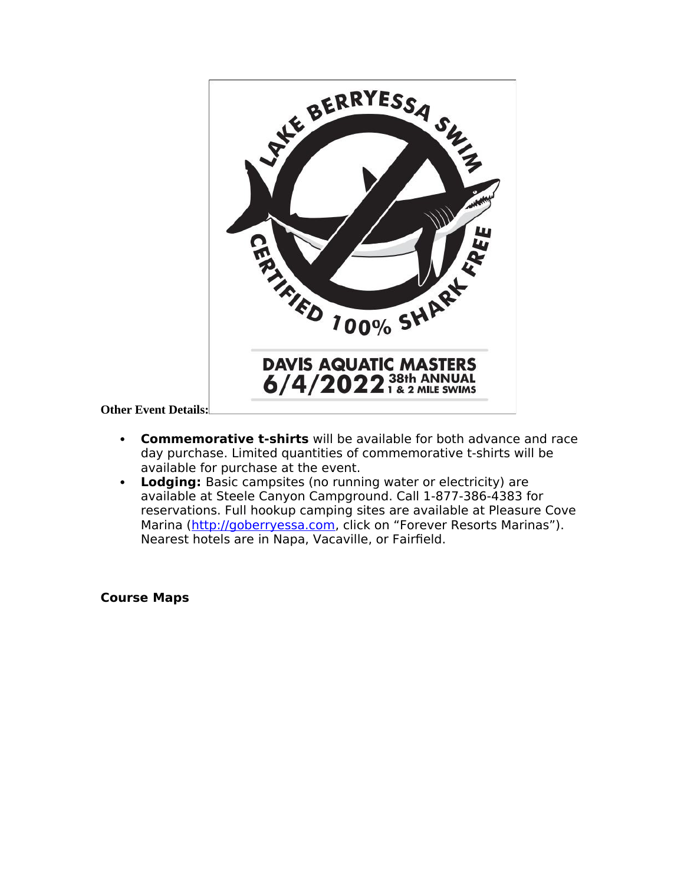**Other Event Details:**

- **Commemorative t-shirts** will be available for both advance and race day purchase. Limited quantities of commemorative t-shirts will be available for purchase at the event.
- **Lodging:** Basic campsites (no running water or electricity) are available at Steele Canyon Campground. Call 1-877-386-4383 for reservations. Full hookup camping sites are available at Pleasure Cove Marina (http://goberryessa.com, click on "Forever Resorts Marinas"). Nearest hotels are in Napa, Vacaville, or Fairfield.

**Course Maps**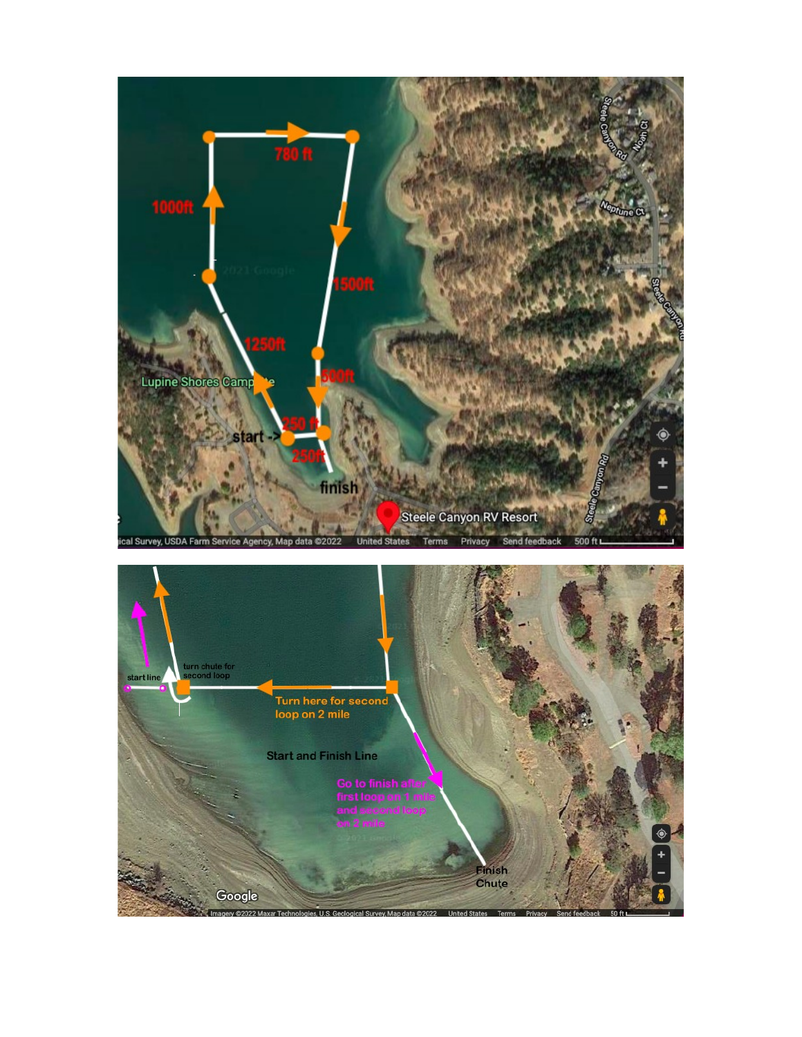780 ft

1000ft

1500ft

1250ft

500ft

250 ft

250ft

start ->

finish

Lupine Shores Campsite

Steele Canyon RV Resort

Steele Canyon Rd

Noah Ct

Neptune Ct

start line

turn chute for second loop

Turn here for second loop on 2 mile

Start and Finish Line

Go to finish after first loop on 1 mile and second loop on 2 mile

Finish Chute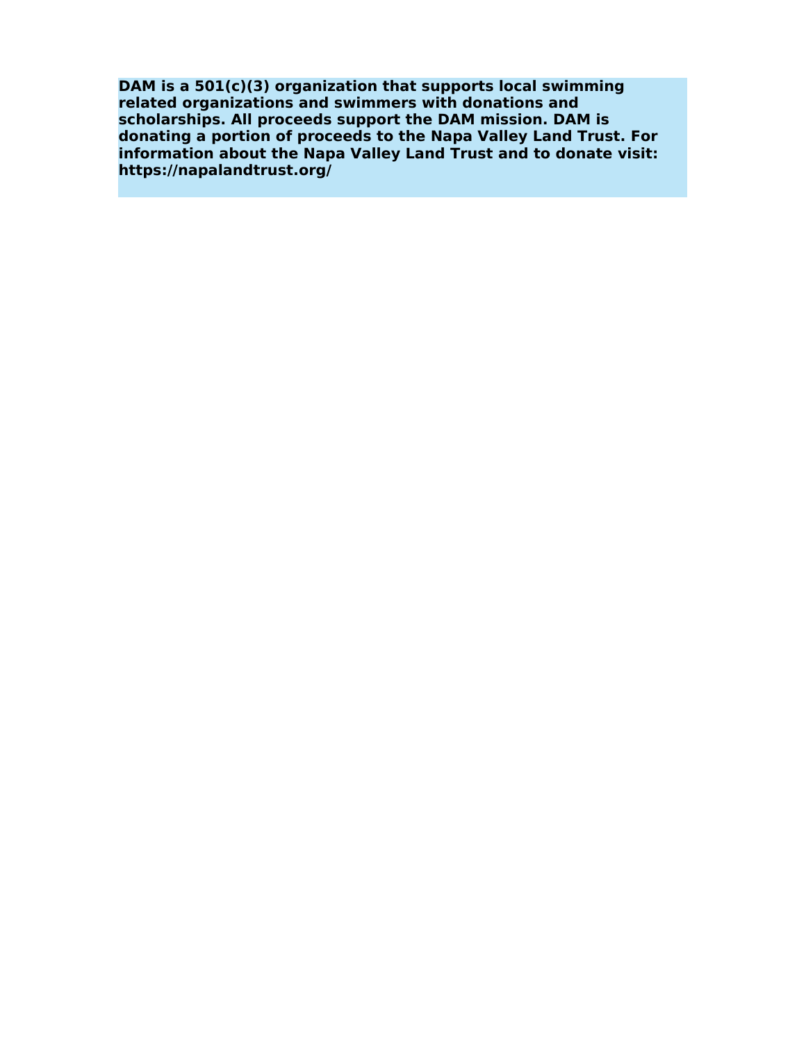**DAM is a 501(c)(3) organization that supports local swimming related organizations and swimmers with donations and scholarships. All proceeds support the DAM mission. DAM is donating a portion of proceeds to the Napa Valley Land Trust. For information about the Napa Valley Land Trust and to donate visit: https://napalandtrust.org/**